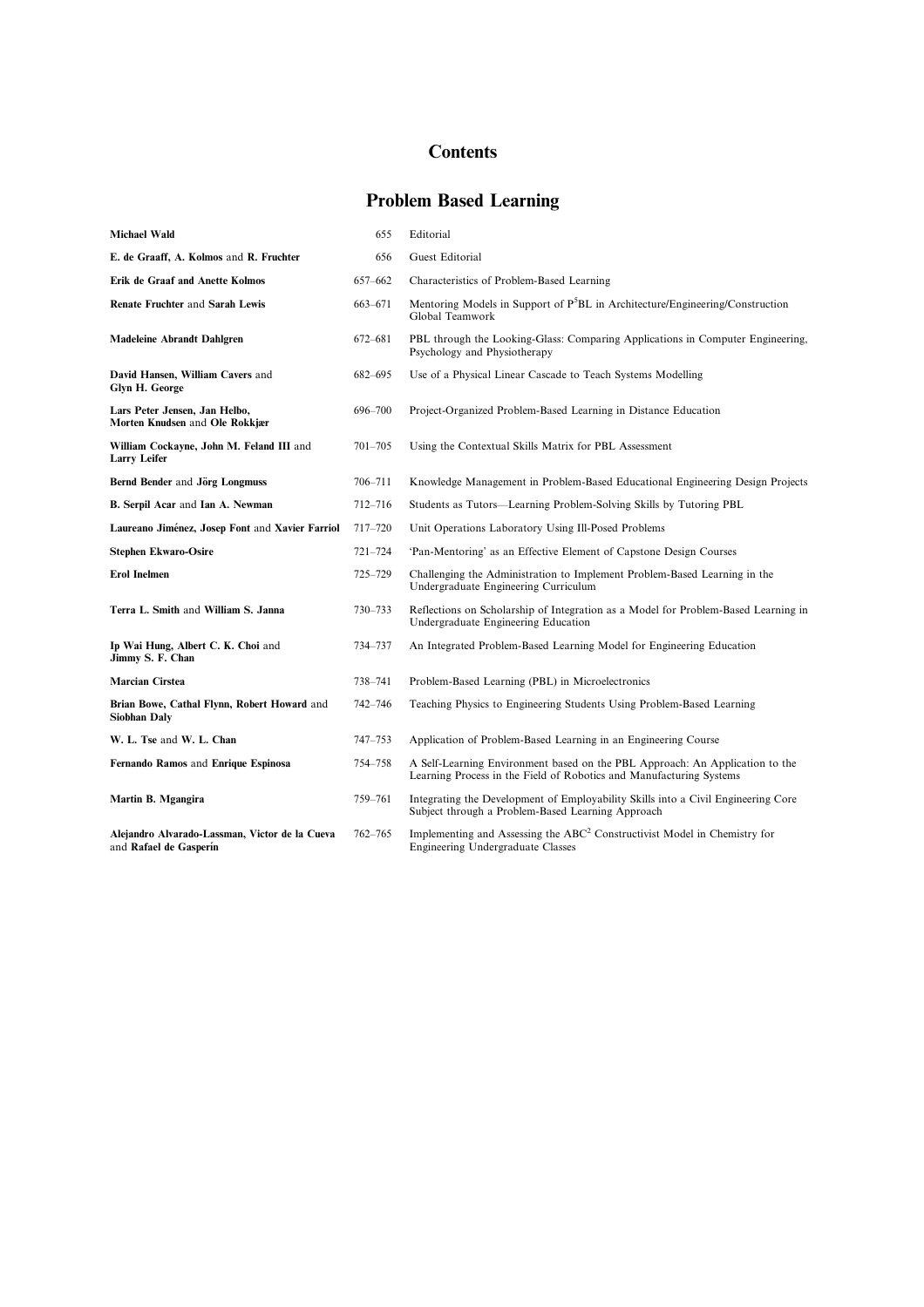# Contents

## Problem Based Learning

| | | |
|---|---|---|
| **Michael Wald** | 655 | Editorial |
| **E. de Graaff, A. Kolmos** and **R. Fruchter** | 656 | Guest Editorial |
| **Erik de Graaf and Anette Kolmos** | 657–662 | Characteristics of Problem-Based Learning |
| **Renate Fruchter** and **Sarah Lewis** | 663–671 | Mentoring Models in Support of $P^5$BL in Architecture/Engineering/Construction Global Teamwork |
| **Madeleine Abrandt Dahlgren** | 672–681 | PBL through the Looking-Glass: Comparing Applications in Computer Engineering, Psychology and Physiotherapy |
| **David Hansen, William Cavers** and **Glyn H. George** | 682–695 | Use of a Physical Linear Cascade to Teach Systems Modelling |
| **Lars Peter Jensen, Jan Helbo, Morten Knudsen** and **Ole Rokkjær** | 696–700 | Project-Organized Problem-Based Learning in Distance Education |
| **William Cockayne, John M. Feland III** and **Larry Leifer** | 701–705 | Using the Contextual Skills Matrix for PBL Assessment |
| **Bernd Bender** and **Jörg Longmuss** | 706–711 | Knowledge Management in Problem-Based Educational Engineering Design Projects |
| **B. Serpil Acar** and **Ian A. Newman** | 712–716 | Students as Tutors—Learning Problem-Solving Skills by Tutoring PBL |
| **Laureano Jiménez, Josep Font** and **Xavier Farriol** | 717–720 | Unit Operations Laboratory Using Ill-Posed Problems |
| **Stephen Ekwaro-Osire** | 721–724 | 'Pan-Mentoring' as an Effective Element of Capstone Design Courses |
| **Erol Inelmen** | 725–729 | Challenging the Administration to Implement Problem-Based Learning in the Undergraduate Engineering Curriculum |
| **Terra L. Smith** and **William S. Janna** | 730–733 | Reflections on Scholarship of Integration as a Model for Problem-Based Learning in Undergraduate Engineering Education |
| **Ip Wai Hung, Albert C. K. Choi** and **Jimmy S. F. Chan** | 734–737 | An Integrated Problem-Based Learning Model for Engineering Education |
| **Marcian Cirstea** | 738–741 | Problem-Based Learning (PBL) in Microelectronics |
| **Brian Bowe, Cathal Flynn, Robert Howard** and **Siobhan Daly** | 742–746 | Teaching Physics to Engineering Students Using Problem-Based Learning |
| **W. L. Tse** and **W. L. Chan** | 747–753 | Application of Problem-Based Learning in an Engineering Course |
| **Fernando Ramos** and **Enrique Espinosa** | 754–758 | A Self-Learning Environment based on the PBL Approach: An Application to the Learning Process in the Field of Robotics and Manufacturing Systems |
| **Martin B. Mgangira** | 759–761 | Integrating the Development of Employability Skills into a Civil Engineering Core Subject through a Problem-Based Learning Approach |
| **Alejandro Alvarado-Lassman, Victor de la Cueva** and **Rafael de Gasperín** | 762–765 | Implementing and Assessing the $ABC^2$ Constructivist Model in Chemistry for Engineering Undergraduate Classes |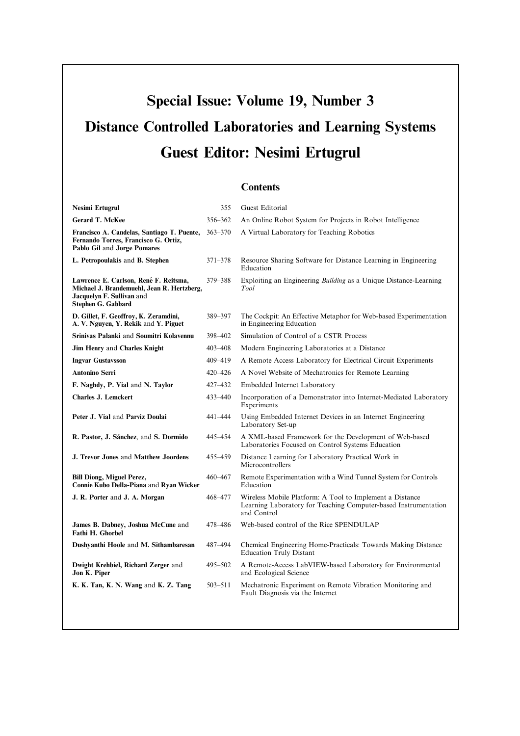# Special Issue: Volume 19, Number 3

# Distance Controlled Laboratories and Learning Systems

# Guest Editor: Nesimi Ertugrul

## Contents

| | | |
|---|---|---|
| **Nesimi Ertugrul** | 355 | Guest Editorial |
| **Gerard T. McKee** | 356–362 | An Online Robot System for Projects in Robot Intelligence |
| **Francisco A. Candelas, Santiago T. Puente, Fernando Torres, Francisco G. Ortiz, Pablo Gil** and **Jorge Pomares** | 363–370 | A Virtual Laboratory for Teaching Robotics |
| **L. Petropoulakis** and **B. Stephen** | 371–378 | Resource Sharing Software for Distance Learning in Engineering Education |
| **Lawrence E. Carlson, René F. Reitsma, Michael J. Brandemuehl, Jean R. Hertzberg, Jacquelyn F. Sullivan** and **Stephen G. Gabbard** | 379–388 | Exploiting an Engineering *Building* as a Unique Distance-Learning *Tool* |
| **D. Gillet, F. Geoffroy, K. Zeramdini, A. V. Nguyen, Y. Rekik** and **Y. Piguet** | 389–397 | The Cockpit: An Effective Metaphor for Web-based Experimentation in Engineering Education |
| **Srinivas Palanki** and **Soumitri Kolavennu** | 398–402 | Simulation of Control of a CSTR Process |
| **Jim Henry** and **Charles Knight** | 403–408 | Modern Engineering Laboratories at a Distance |
| **Ingvar Gustavsson** | 409–419 | A Remote Access Laboratory for Electrical Circuit Experiments |
| **Antonino Serri** | 420–426 | A Novel Website of Mechatronics for Remote Learning |
| **F. Naghdy, P. Vial** and **N. Taylor** | 427–432 | Embedded Internet Laboratory |
| **Charles J. Lemckert** | 433–440 | Incorporation of a Demonstrator into Internet-Mediated Laboratory Experiments |
| **Peter J. Vial** and **Parviz Doulai** | 441–444 | Using Embedded Internet Devices in an Internet Engineering Laboratory Set-up |
| **R. Pastor, J. Sánchez**, and **S. Dormido** | 445–454 | A XML-based Framework for the Development of Web-based Laboratories Focused on Control Systems Education |
| **J. Trevor Jones** and **Matthew Joordens** | 455–459 | Distance Learning for Laboratory Practical Work in Microcontrollers |
| **Bill Diong, Miguel Perez, Connie Kubo Della-Piana** and **Ryan Wicker** | 460–467 | Remote Experimentation with a Wind Tunnel System for Controls Education |
| **J. R. Porter** and **J. A. Morgan** | 468–477 | Wireless Mobile Platform: A Tool to Implement a Distance Learning Laboratory for Teaching Computer-based Instrumentation and Control |
| **James B. Dabney, Joshua McCune** and **Fathi H. Ghorbel** | 478–486 | Web-based control of the Rice SPENDULAP |
| **Dushyanthi Hoole** and **M. Sithambaresan** | 487–494 | Chemical Engineering Home-Practicals: Towards Making Distance Education Truly Distant |
| **Dwight Krehbiel, Richard Zerger** and **Jon K. Piper** | 495–502 | A Remote-Access LabVIEW-based Laboratory for Environmental and Ecological Science |
| **K. K. Tan, K. N. Wang** and **K. Z. Tang** | 503–511 | Mechatronic Experiment on Remote Vibration Monitoring and Fault Diagnosis via the Internet |